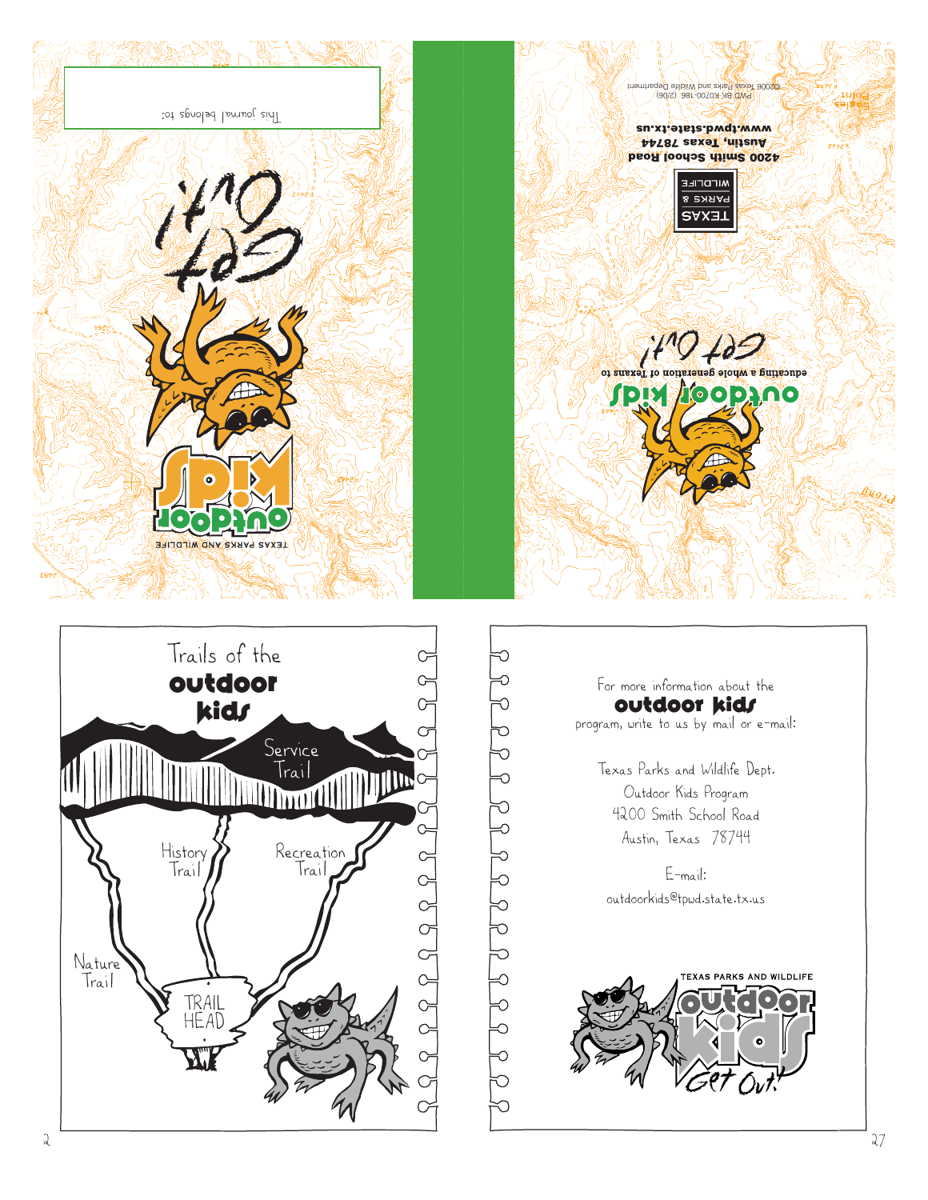This journal belongs to:

Get Out!

TEXAS PARKS AND WILDLIFE

outdoor kids

outdoor kids

educating a whole generation of Texans to

Get Out!

TEXAS PARKS & WILDLIFE

4200 Smith School Road
Austin, Texas 78744
www.tpwd.state.tx.us

PWD BK K0700-186 (2/06)
©2006 Texas Parks and Wildlife Department

Trails of the **outdoor kids**

Service Trail

History Trail

Recreation Trail

Nature Trail

TRAIL HEAD

For more information about the **outdoor kids** program, write to us by mail or e-mail:

Texas Parks and Wildlife Dept.
Outdoor Kids Program
4200 Smith School Road
Austin, Texas 78744

E-mail:
outdoorkids@tpwd.state.tx.us

TEXAS PARKS AND WILDLIFE
outdoor kids
Get Out!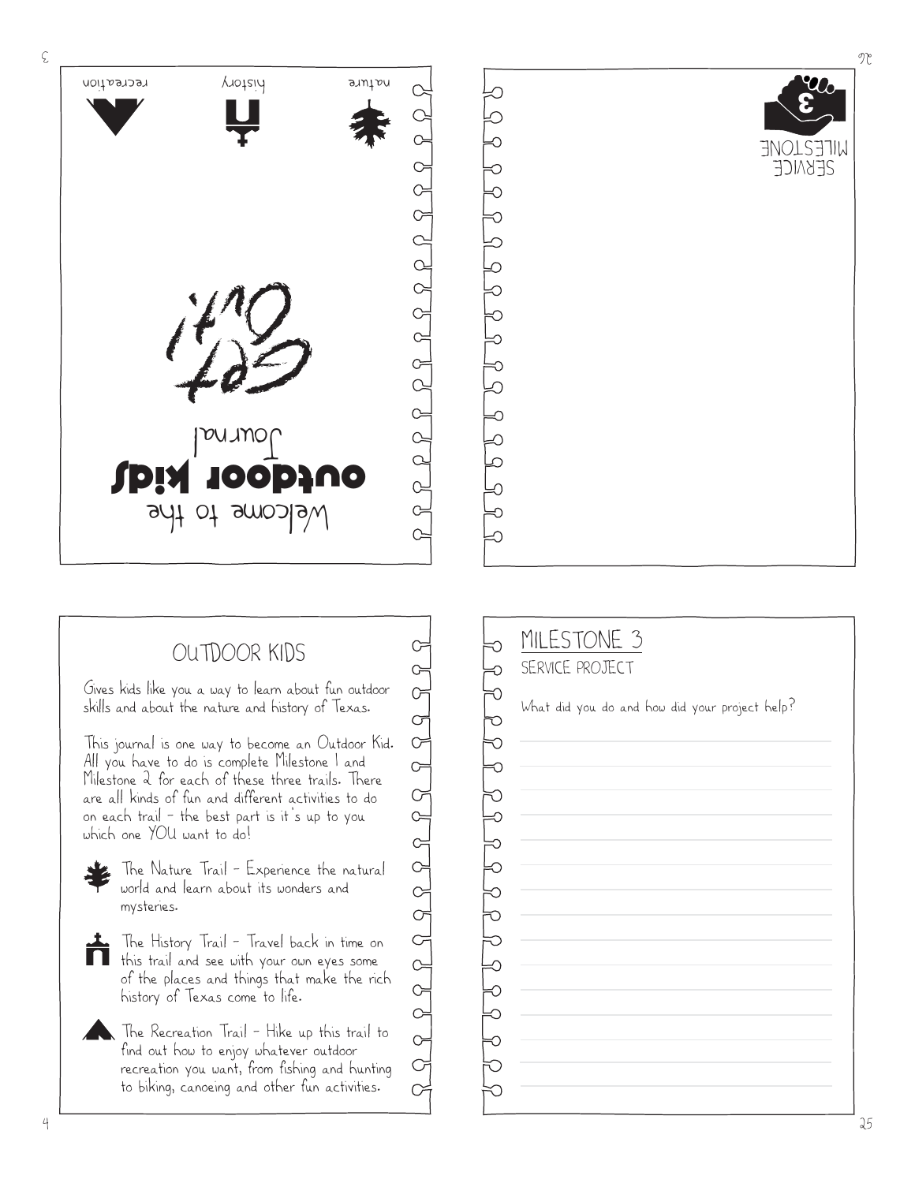Welcome to the

**outdoor kids**

Journal

Get Out!

nature

history

recreation

SERVICE MILESTONE

## OUTDOOR KIDS

Gives kids like you a way to learn about fun outdoor skills and about the nature and history of Texas.

This journal is one way to become an Outdoor Kid. All you have to do is complete Milestone 1 and Milestone 2 for each of these three trails. There are all kinds of fun and different activities to do on each trail – the best part is it's up to you which one YOU want to do!

- The Nature Trail – Experience the natural world and learn about its wonders and mysteries.
- The History Trail – Travel back in time on this trail and see with your own eyes some of the places and things that make the rich history of Texas come to life.
- The Recreation Trail – Hike up this trail to find out how to enjoy whatever outdoor recreation you want, from fishing and hunting to biking, canoeing and other fun activities.

## MILESTONE 3

SERVICE PROJECT

What did you do and how did your project help?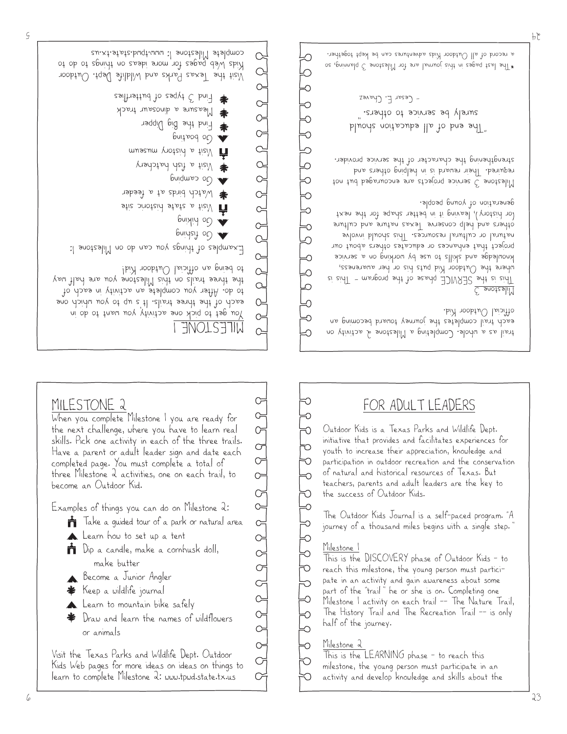# MILESTONE 1

You get to pick one activity you want to do in each of the three trails. It's up to you which one to do. After you complete an activity in each of the three trails on this Milestone you are half way to being an official Outdoor Kid!

Examples of things you can do on Milestone 1:

- Go fishing
- Go hiking
- Visit a state historic site
- Watch birds at a feeder
- Go camping
- Visit a fish hatchery
- Visit a history museum
- Go boating
- Find the Big Dipper
- Measure a dinosaur track
- Find 3 types of butterflies

Visit the Texas Parks and Wildlife Dept. Outdoor Kids Web pages for more ideas on things to do to complete Milestone 1: www.tpwd.state.tx.us

# MILESTONE 2

When you complete Milestone 1 you are ready for the next challenge, where you have to learn real skills. Pick one activity in each of the three trails. Have a parent or adult leader sign and date each completed page. You must complete a total of three Milestone 2 activities, one on each trail, to become an Outdoor Kid.

Examples of things you can do on Milestone 2:

- Take a guided tour of a park or natural area
- Learn how to set up a tent
- Dip a candle, make a cornhusk doll, make butter
- Become a Junior Angler
- Keep a wildlife journal
- Learn to mountain bike safely
- Draw and learn the names of wildflowers or animals

Visit the Texas Parks and Wildlife Dept. Outdoor Kids Web pages for more ideas on ideas on things to learn to complete Milestone 2: www.tpwd.state.tx.us

# FOR ADULT LEADERS

Outdoor Kids is a Texas Parks and Wildlife Dept. initiative that provides and facilitates experiences for youth to increase their appreciation, knowledge and participation in outdoor recreation and the conservation of natural and historical resources of Texas. But teachers, parents and adult leaders are the key to the success of Outdoor Kids.

The Outdoor Kids Journal is a self-paced program. "A journey of a thousand miles begins with a single step."

Milestone 1

This is the DISCOVERY phase of Outdoor Kids – to reach this milestone, the young person must participate in an activity and gain awareness about some part of the "trail" he or she is on. Completing one Milestone 1 activity on each trail -- The Nature Trail, The History Trail and The Recreation Trail -- is only half of the journey.

Milestone 2

This is the LEARNING phase – to reach this milestone, the young person must participate in an activity and develop knowledge and skills about the trail as a whole. Completing a Milestone 2 activity on each trail completes the journey toward becoming an official Outdoor Kid.

Milestone 3

This is the SERVICE phase of the program – This is where the Outdoor Kid puts his or her awareness, knowledge and skills to use by working on a service project that enhances or educates others about our natural or cultural resources. This should involve others and help conserve Texas nature and culture for history, leaving it in better shape for the next generation of young people.

Milestone 3 service projects are encouraged but not required. Their reward is in helping others and strengthening the character of the service provider.

"The end of all education should surely be service to others."

– Cesar E. Chavez

* The last pages in this journal are for Milestone 3 planning, so a record of all Outdoor Kids adventures can be kept together.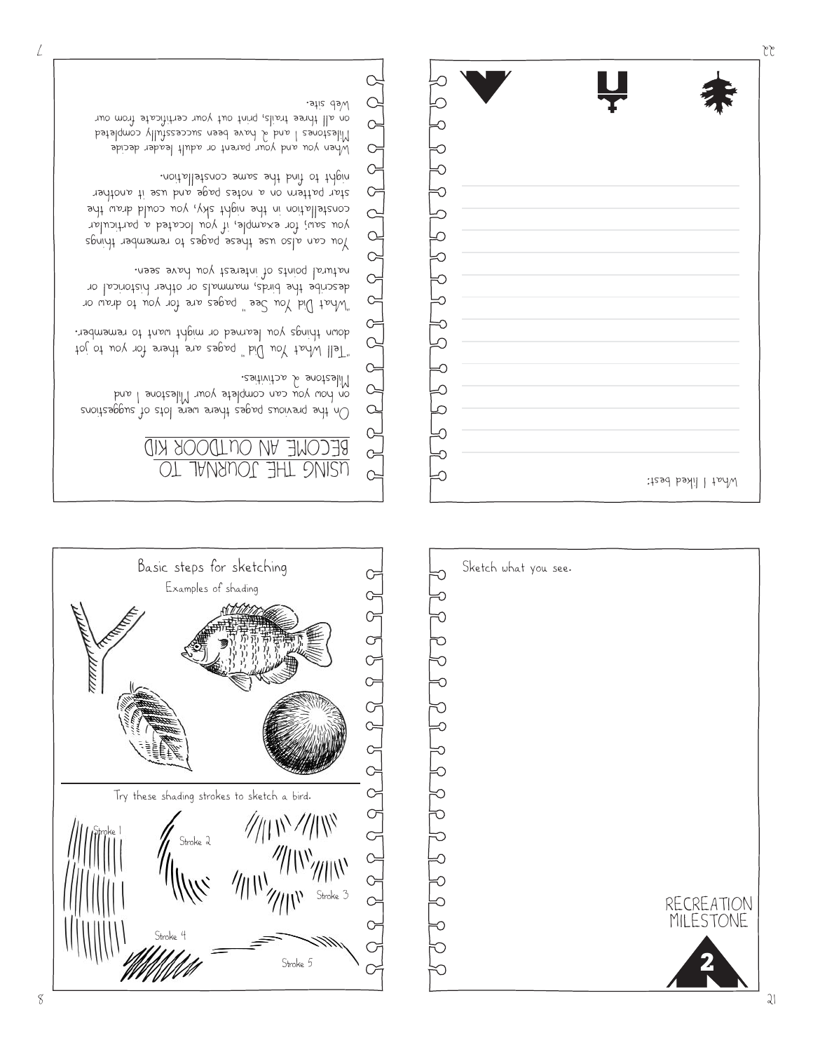## USING THE JOURNAL TO BECOME AN OUTDOOR KID

On the previous pages there were lots of suggestions on how you can complete your Milestone 1 and Milestone 2 activities.

"Tell What You Did" pages are there for you to jot down things you learned or might want to remember.

"What Did You See" pages are for you to draw or describe the birds, mammals or other historical or natural points of interest you have seen.

You can also use these pages to remember things you saw; for example, if you located a particular constellation in the night sky, you could draw the star pattern on a notes page and use it another night to find the same constellation.

When you and your parent or adult leader decide Milestones 1 and 2 have been successfully completed on all three trails, print out your certificate from our Web site.

What I liked best:

Basic steps for sketching

Examples of shading

Try these shading strokes to sketch a bird.

Stroke 1

Stroke 2

Stroke 3

Stroke 4

Stroke 5

Sketch what you see.

RECREATION MILESTONE

2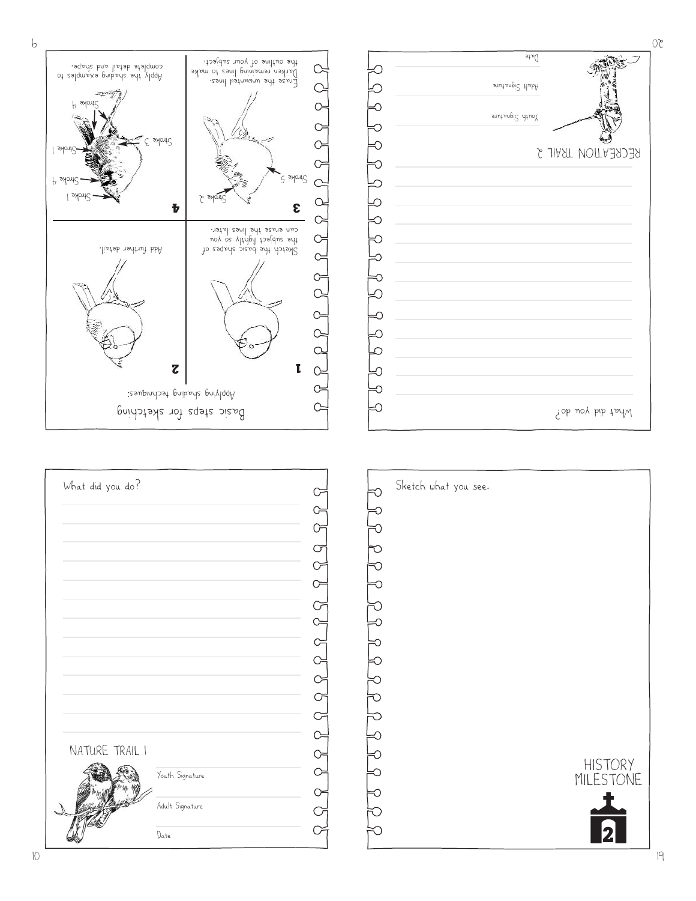## Basic steps for sketching

Applying shading techniques:

**1**

Sketch the basic shapes of the subject lightly so you can erase the lines later.

**2**

Add further detail.

**3**

Erase the unwanted lines. Darken remaining lines to make the outline of your subject.

Stroke 2

Stroke 5

**4**

Apply the shading examples to complete detail and shape.

Stroke 1

Stroke 4

Stroke 1

Stroke 3

Stroke 4

---

What did you do?

RECREATION TRAIL 2

Youth Signature

Adult Signature

Date

---

What did you do?

NATURE TRAIL 1

Youth Signature

Adult Signature

Date

---

Sketch what you see.

HISTORY MILESTONE

2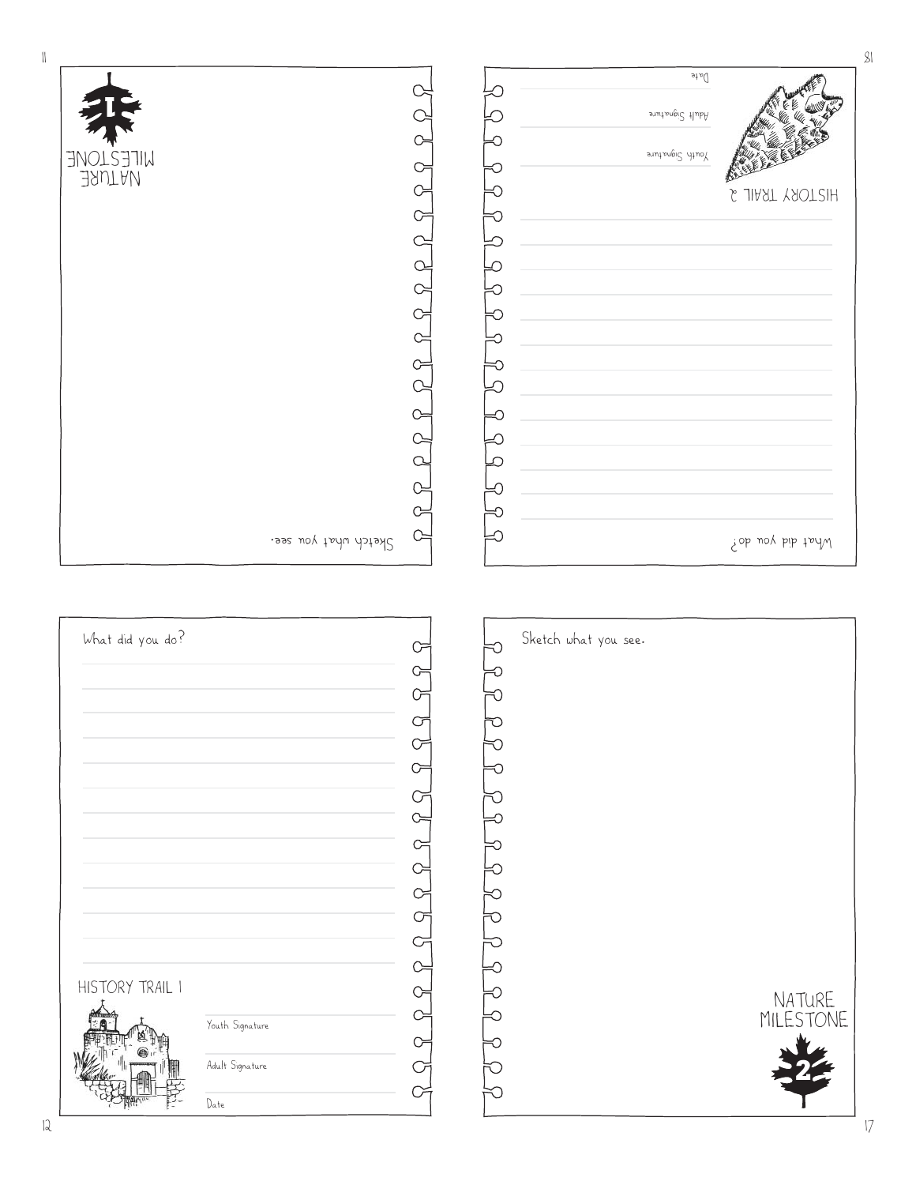NATURE MILESTONE 1

Sketch what you see.

HISTORY TRAIL 2

Youth Signature

Adult Signature

Date

What did you do?

What did you do?

HISTORY TRAIL 1

Youth Signature

Adult Signature

Date

Sketch what you see.

NATURE MILESTONE 2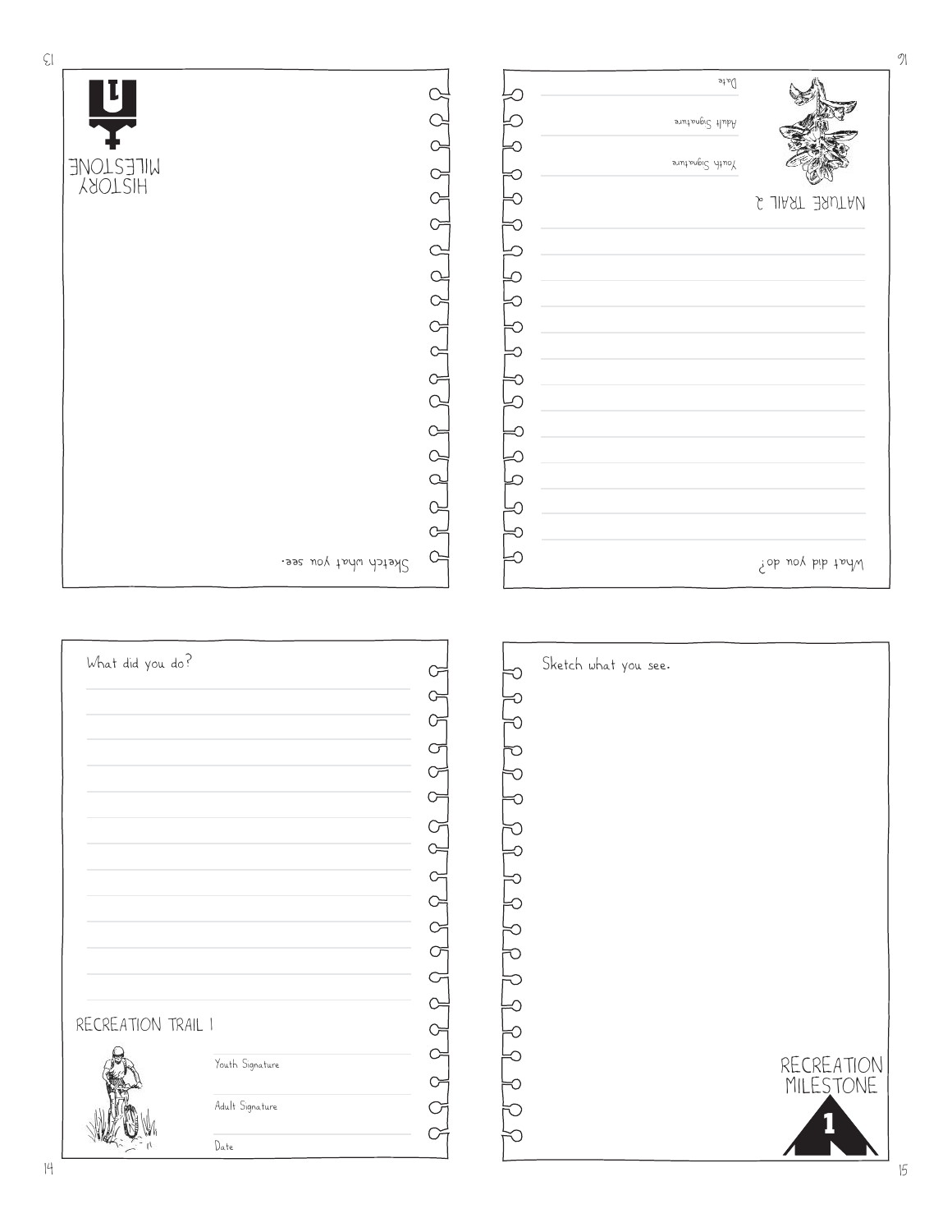## HISTORY MILESTONE

Sketch what you see.

## NATURE TRAIL 2

What did you do?

Youth Signature

Adult Signature

Date

What did you do?

## RECREATION TRAIL 1

Youth Signature

Adult Signature

Date

Sketch what you see.

## RECREATION MILESTONE

1